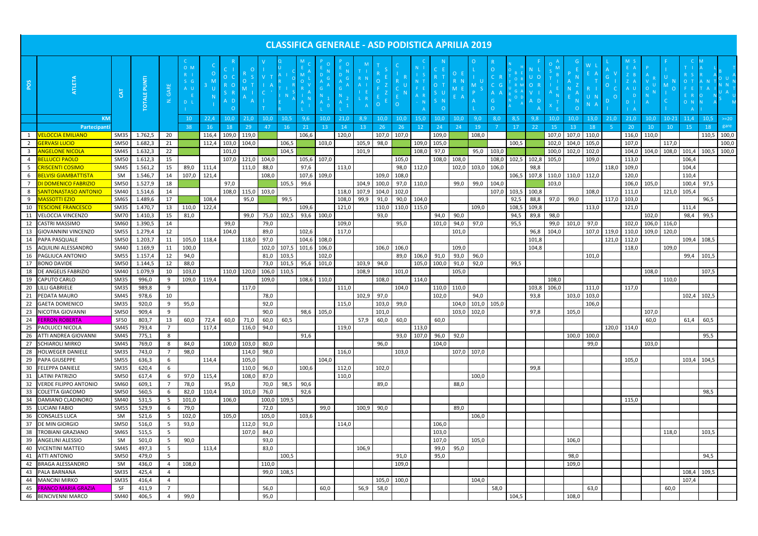# CLASSIFICA GENERALE - ASD PODISTICA APRILIA 2019

| POS | ATLETA | CAT | TOTALE PUNTI | N. GARE | | 3 COMUNI | | ROMA OSTIA | | | | | | | | | | | | | | | | | | | | | | | | | |
|---|---|---|---|---|---|---|---|---|---|---|---|---|---|---|---|---|---|---|---|---|---|---|---|---|---|---|---|---|---|---|---|---|---|
| | KM | | | | 10 | 22,4 | 10,0 | 21,0 | 10,0 | 10,5 | 9,6 | 10,0 | 21,0 | 8,9 | 10,0 | 10,0 | 15,0 | 10,0 | 10,0 | 9,0 | 8,0 | 8,5 | 9,8 | 10,0 | 10,0 | 13,0 | 21,0 | 21,0 | 10,0 | 10-21 | 11,4 | 10,5 | >=20 |
| | Partecipanti | | | | 38 | 16 | 18 | 29 | 47 | 16 | 21 | 13 | 14 | 13 | 26 | 26 | 12 | 24 | 24 | 19 | 7 | 17 | 22 | 15 | 13 | 18 | 5 | 20 | 10 | 10 | 15 | 18 | gare |
| 1 | VELOCCIA EMILIANO | SM35 | 1.762,5 | 20 | | 116,4 | 109,0 | 119,0 | | | 106,6 | | 120,0 | | 107,0 | 107,0 | | 109,0 | | 108,0 | | | | 107,0 | 107,0 | 110,0 | | 116,0 | 110,0 | | | 110,5 | 100,0 |
| 2 | GERVASI LUCIO | SM50 | 1.682,3 | 21 | | 112,4 | 103,0 | 104,0 | | 106,5 | | 103,0 | | 105,9 | 98,0 | | 109,0 | 105,0 | | | | 100,5 | | 102,0 | 104,0 | 105,0 | | 107,0 | | 117,0 | | | 100,0 |
| 3 | ANGELONE NICOLA | SM45 | 1.632,3 | 22 | | | 101,0 | | | 104,5 | | | | 101,9 | | | 108,0 | 97,0 | | 95,0 | 103,0 | | | 100,0 | 102,0 | 102,0 | | 104,0 | 104,0 | 108,0 | 101,4 | 100,5 | 100,0 |
| 4 | BELLUCCI PAOLO | SM50 | 1.612,3 | 15 | | | 107,0 | 121,0 | 104,0 | | 105,6 | 107,0 | | | | 105,0 | | 108,0 | 108,0 | | 108,0 | 102,5 | 102,8 | 105,0 | | 109,0 | | 113,0 | | | 106,4 | | |
| 5 | CRISCENTI COSIMO | SM45 | 1.561,2 | 15 | 89,0 | 111,4 | | 111,0 | 88,0 | | 97,6 | | 113,0 | | | 98,0 | 112,0 | | 102,0 | 103,0 | 106,0 | | 98,8 | | | | 118,0 | 109,0 | | | 104,4 | | |
| 6 | BELVISI GIAMBATTISTA | SM | 1.546,7 | 14 | 107,0 | 121,4 | | | 108,0 | | 107,6 | 109,0 | | | 109,0 | 108,0 | | | | | | 106,5 | 107,8 | 110,0 | 110,0 | 112,0 | | 120,0 | | | 110,4 | | |
| 7 | DI DOMENICO FABRIZIO | SM50 | 1.527,9 | 18 | | | 97,0 | | | 105,5 | 99,6 | | | 104,9 | 100,0 | 97,0 | 110,0 | | 99,0 | 99,0 | 104,0 | | | 103,0 | | | | 106,0 | 105,0 | | 100,4 | 97,5 | |
| 8 | SANTONASTASO ANTONIO | SM40 | 1.514,6 | 14 | | | 108,0 | 115,0 | 103,0 | | | | 118,0 | 107,9 | 104,0 | 102,0 | | | | | 107,0 | 103,5 | 100,8 | | | 108,0 | | 111,0 | | 121,0 | 105,4 | | |
| 9 | MASSOTTI EZIO | SM65 | 1.489,6 | 17 | | 108,4 | | 95,0 | | 99,5 | | | 108,0 | 99,9 | 91,0 | 90,0 | 104,0 | | | | | 92,5 | 88,8 | 97,0 | 99,0 | | 117,0 | 103,0 | | | | 96,5 | |
| 10 | TESCIONE FRANCESCO | SM35 | 1.470,7 | 13 | 110,0 | 122,4 | | | | | 109,6 | | 121,0 | | 110,0 | 110,0 | 115,0 | | | 109,0 | | 108,5 | 109,8 | | | 113,0 | | 121,0 | | | 111,4 | | |
| 11 | VELOCCIA VINCENZO | SM70 | 1.410,3 | 15 | 81,0 | | | 99,0 | 75,0 | 102,5 | 93,6 | 100,0 | | | 93,0 | | | 94,0 | 90,0 | | | 94,5 | 89,8 | 98,0 | | | | | 102,0 | | 98,4 | 99,5 | |
| 12 | CASTRI MASSIMO | SM60 | 1.390,5 | 14 | | | 99,0 | | 79,0 | | | | 109,0 | | | 95,0 | | 101,0 | 94,0 | 97,0 | | 95,5 | | 99,0 | 101,0 | 97,0 | | 102,0 | 106,0 | 116,0 | | | |
| 13 | GIOVANNINI VINCENZO | SM55 | 1.279,4 | 12 | | | 104,0 | | 89,0 | | 102,6 | | 117,0 | | | | | | 101,0 | | | | 96,8 | 104,0 | | 107,0 | 119,0 | 110,0 | 109,0 | 120,0 | | | |
| 14 | PAPA PASQUALE | SM50 | 1.203,7 | 11 | 105,0 | 118,4 | | 118,0 | 97,0 | | 104,6 | 108,0 | | | | | | | | | | | 101,8 | | | | 121,0 | 112,0 | | | 109,4 | 108,5 | |
| 15 | AQUILINI ALESSANDRO | SM40 | 1.169,9 | 11 | 100,0 | | | | 102,0 | 107,5 | 101,6 | 106,0 | | | 106,0 | 106,0 | | | 109,0 | | | | 104,8 | | | | | 118,0 | | 109,0 | | | |
| 16 | PAGLIUCA ANTONIO | SM55 | 1.157,4 | 12 | 94,0 | | | | 81,0 | 103,5 | | 102,0 | | | | 89,0 | 106,0 | 91,0 | 93,0 | 96,0 | | | | | | 101,0 | | | | | 99,4 | 101,5 | |
| 17 | BONO DAVIDE | SM50 | 1.144,5 | 12 | 88,0 | | | | 73,0 | 101,5 | 95,6 | 101,0 | | 103,9 | 94,0 | | 105,0 | 100,0 | 91,0 | 92,0 | | 99,5 | | | | | | | | | | | |
| 18 | DE ANGELIS FABRIZIO | SM40 | 1.079,9 | 10 | 103,0 | | 110,0 | 120,0 | 106,0 | 110,5 | | | | 108,9 | | 101,0 | | | 105,0 | | | | | | | | | | 108,0 | | | 107,5 | |
| 19 | CAPUTO CARLO | SM35 | 996,0 | 9 | 109,0 | 119,4 | | | 109,0 | | 108,6 | 110,0 | | | 108,0 | | 114,0 | | | | | | | 108,0 | | | | | | 110,0 | | | |
| 20 | LILLI GABRIELE | SM35 | 989,8 | 9 | | | | 117,0 | | | | | 111,0 | | | 104,0 | | 110,0 | 110,0 | | | | 103,8 | 106,0 | | 111,0 | | 117,0 | | | | | |
| 21 | PEDATA MAURO | SM45 | 978,6 | 10 | | | | | 78,0 | | | | | 102,9 | 97,0 | | | 102,0 | | 94,0 | | | 93,8 | | 103,0 | 103,0 | | | | | 102,4 | 102,5 | |
| 22 | GAETA DOMENICO | SM35 | 920,0 | 9 | 95,0 | | | | 92,0 | | | | 115,0 | | 103,0 | 99,0 | | | 104,0 | 101,0 | 105,0 | | | | | 106,0 | | | | | | | |
| 23 | NICOTRA GIOVANNI | SM50 | 909,4 | 9 | | | | | 90,0 | | 98,6 | 105,0 | | | 101,0 | | | | 103,0 | 102,0 | | | 97,8 | | 105,0 | | | | 107,0 | | | | |
| 24 | FERRON ROBERTA | SF50 | 803,7 | 13 | 60,0 | 72,4 | 60,0 | 71,0 | 60,0 | 60,5 | | | | 57,9 | 60,0 | 60,0 | | 60,0 | | | | | | | | | | | 60,0 | | 61,4 | 60,5 | |
| 25 | PAOLUCCI NICOLA | SM45 | 793,4 | 7 | | 117,4 | | 116,0 | 94,0 | | | | 119,0 | | | | 113,0 | | | | | | | | | | 120,0 | 114,0 | | | | | |
| 26 | ATTI ANDREA GIOVANNI | SM45 | 775,1 | 8 | | | | | | | 91,6 | | | | | 93,0 | 107,0 | 96,0 | 92,0 | | | | | | 100,0 | 100,0 | | | | | | 95,5 | |
| 27 | SCHIAROLI MIRKO | SM45 | 769,0 | 8 | 84,0 | | 100,0 | 103,0 | 80,0 | | | | | | 96,0 | | | 104,0 | | | | | | | | 99,0 | | | 103,0 | | | | |
| 28 | HOLWEGER DANIELE | SM35 | 743,0 | 7 | 98,0 | | | 114,0 | 98,0 | | | | 116,0 | | | 103,0 | | | 107,0 | 107,0 | | | | | | | | | | | | | |
| 29 | PAPA GIUSEPPE | SM55 | 636,3 | 6 | | 114,4 | | 105,0 | | | | 104,0 | | | | | | | | | | | | | | | | 105,0 | | | 103,4 | 104,5 | |
| 30 | FELEPPA DANIELE | SM35 | 620,4 | 6 | | | | 110,0 | 96,0 | | 100,6 | | 112,0 | | 102,0 | | | | | | | | 99,8 | | | | | | | | | | |
| 31 | LATINI PATRIZIO | SM50 | 617,4 | 6 | 97,0 | 115,4 | | 108,0 | 87,0 | | | | 110,0 | | | | | | | 100,0 | | | | | | | | | | | | | |
| 32 | VERDE FILIPPO ANTONIO | SM60 | 609,1 | 7 | 78,0 | | 95,0 | | 70,0 | 98,5 | 90,6 | | | | 89,0 | | | | 88,0 | | | | | | | | | | | | | | |
| 33 | COLETTA GIACOMO | SM50 | 560,5 | 6 | 82,0 | 110,4 | | 101,0 | 76,0 | | 92,6 | | | | | | | | | | | | | | | | | | | | | 98,5 | |
| 34 | DAMIANO CLADINORO | SM40 | 531,5 | 5 | 101,0 | | 106,0 | | 100,0 | 109,5 | | | | | | | | | | | | | | | | | | 115,0 | | | | | |
| 35 | LUCIANI FABIO | SM55 | 529,9 | 6 | 79,0 | | | | 72,0 | | | 99,0 | | 100,9 | 90,0 | | | | 89,0 | | | | | | | | | | | | | | |
| 36 | CONSALES LUCA | SM | 521,6 | 5 | 102,0 | | 105,0 | | 105,0 | | 103,6 | | | | | | | | | 106,0 | | | | | | | | | | | | | |
| 37 | DE MIN GIORGIO | SM50 | 516,0 | 5 | 93,0 | | | 112,0 | 91,0 | | | | 114,0 | | | | | 106,0 | | | | | | | | | | | | | | | |
| 38 | TROBIANI GRAZIANO | SM65 | 515,5 | 5 | | | | 107,0 | 84,0 | | | | | | | | | 103,0 | | | | | | | | | | | | 118,0 | | 103,5 | |
| 39 | ANGELINI ALESSIO | SM | 501,0 | 5 | 90,0 | | | | 93,0 | | | | | | | | | 107,0 | | 105,0 | | | | | 106,0 | | | | | | | | |
| 40 | VICENTINI MATTEO | SM45 | 497,3 | 5 | | 113,4 | | | 83,0 | | | | | 106,9 | | | | 99,0 | 95,0 | | | | | | | | | | | | | | |
| 41 | ATTI ANTONIO | SM50 | 479,0 | 5 | | | | | | 100,5 | | | | | | 91,0 | | 95,0 | | | | | | | 98,0 | | | | | | | 94,5 | |
| 42 | BRAGA ALESSANDRO | SM | 436,0 | 4 | 108,0 | | | | 110,0 | | | | | | | 109,0 | | | | | | | | | 109,0 | | | | | | | | |
| 43 | PALA BARNANA | SM35 | 425,4 | 4 | | | | | 99,0 | 108,5 | | | | | | | | | | | | | | | | | | | | | 108,4 | 109,5 | |
| 44 | MANCINI MIRKO | SM35 | 416,4 | 4 | | | | | | | | | | | 105,0 | 100,0 | | | | 104,0 | | | | | | | | | | | 107,4 | | |
| 45 | FRANCO MARIA GRAZIA | SF | 411,9 | 7 | | | | | 56,0 | | | 60,0 | | 56,9 | 58,0 | | | | | | 58,0 | | | | | 63,0 | | | | 60,0 | | | |
| 46 | BENCIVENNI MARCO | SM40 | 406,5 | 4 | 99,0 | | | | 95,0 | | | | | | | | | | | | | 104,5 | | | 108,0 | | | | | | | | |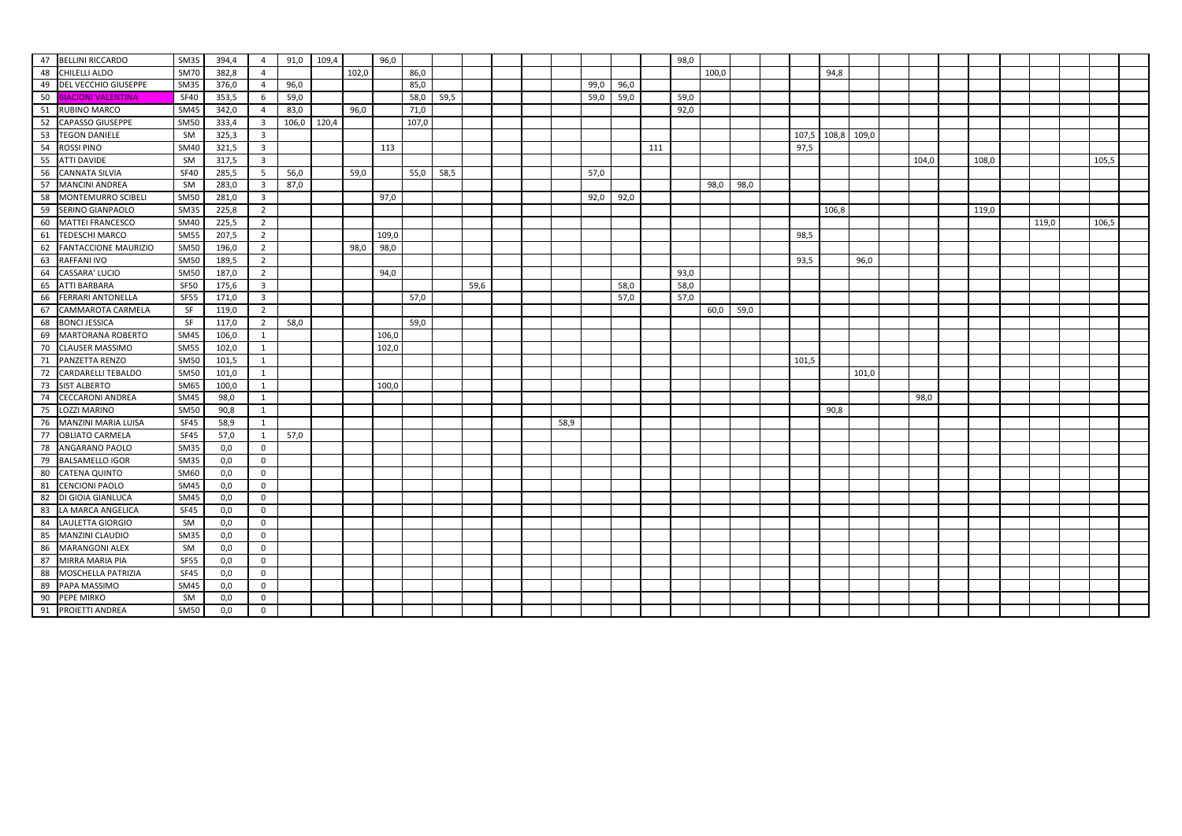| | | | | | | | | | | | | | | | | | | | | | | | | | | | | | | | | | |
|---|---|---|---|---|---|---|---|---|---|---|---|---|---|---|---|---|---|---|---|---|---|---|---|---|---|---|---|---|---|---|---|---|---|
| 47 | BELLINI RICCARDO | SM35 | 394,4 | 4 | 91,0 | 109,4 | | 96,0 | | | | | | | | | | 98,0 | | | | | | | | | | | | | | | |
| 48 | CHILELLI ALDO | SM70 | 382,8 | 4 | | | 102,0 | | 86,0 | | | | | | | | | | 100,0 | | | | 94,8 | | | | | | | | | | |
| 49 | DEL VECCHIO GIUSEPPE | SM35 | 376,0 | 4 | 96,0 | | | | 85,0 | | | | | | 99,0 | 96,0 | | | | | | | | | | | | | | | | | |
| 50 | BIAGIONI VALENTINA | SF40 | 353,5 | 6 | 59,0 | | | | 58,0 | 59,5 | | | | | 59,0 | 59,0 | | 59,0 | | | | | | | | | | | | | | | |
| 51 | RUBINO MARCO | SM45 | 342,0 | 4 | 83,0 | | 96,0 | | 71,0 | | | | | | | | | 92,0 | | | | | | | | | | | | | | | |
| 52 | CAPASSO GIUSEPPE | SM50 | 333,4 | 3 | 106,0 | 120,4 | | | 107,0 | | | | | | | | | | | | | | | | | | | | | | | | |
| 53 | TEGON DANIELE | SM | 325,3 | 3 | | | | | | | | | | | | | | | | | | 107,5 | 108,8 | 109,0 | | | | | | | | | |
| 54 | ROSSI PINO | SM40 | 321,5 | 3 | | | | 113 | | | | | | | | | 111 | | | | | 97,5 | | | | | | | | | | | |
| 55 | ATTI DAVIDE | SM | 317,5 | 3 | | | | | | | | | | | | | | | | | | | | | | 104,0 | | 108,0 | | | | 105,5 | |
| 56 | CANNATA SILVIA | SF40 | 285,5 | 5 | 56,0 | | 59,0 | | 55,0 | 58,5 | | | | | 57,0 | | | | | | | | | | | | | | | | | | |
| 57 | MANCINI ANDREA | SM | 283,0 | 3 | 87,0 | | | | | | | | | | | | | | 98,0 | 98,0 | | | | | | | | | | | | | |
| 58 | MONTEMURRO SCIBELI | SM50 | 281,0 | 3 | | | | 97,0 | | | | | | | 92,0 | 92,0 | | | | | | | | | | | | | | | | | |
| 59 | SERINO GIANPAOLO | SM35 | 225,8 | 2 | | | | | | | | | | | | | | | | | | | 106,8 | | | | | 119,0 | | | | | |
| 60 | MATTEI FRANCESCO | SM40 | 225,5 | 2 | | | | | | | | | | | | | | | | | | | | | | | | | | 119,0 | | 106,5 | |
| 61 | TEDESCHI MARCO | SM55 | 207,5 | 2 | | | | 109,0 | | | | | | | | | | | | | | 98,5 | | | | | | | | | | | |
| 62 | FANTACCIONE MAURIZIO | SM50 | 196,0 | 2 | | | 98,0 | 98,0 | | | | | | | | | | | | | | | | | | | | | | | | | |
| 63 | RAFFANI IVO | SM50 | 189,5 | 2 | | | | | | | | | | | | | | | | | | 93,5 | | 96,0 | | | | | | | | | |
| 64 | CASSARA' LUCIO | SM50 | 187,0 | 2 | | | | 94,0 | | | | | | | | | | 93,0 | | | | | | | | | | | | | | | |
| 65 | ATTI BARBARA | SF50 | 175,6 | 3 | | | | | | | 59,6 | | | | | 58,0 | | 58,0 | | | | | | | | | | | | | | | |
| 66 | FERRARI ANTONELLA | SF55 | 171,0 | 3 | | | | | 57,0 | | | | | | | 57,0 | | 57,0 | | | | | | | | | | | | | | | |
| 67 | CAMMAROTA CARMELA | SF | 119,0 | 2 | | | | | | | | | | | | | | | 60,0 | 59,0 | | | | | | | | | | | | | |
| 68 | BONCI JESSICA | SF | 117,0 | 2 | 58,0 | | | | 59,0 | | | | | | | | | | | | | | | | | | | | | | | | |
| 69 | MARTORANA ROBERTO | SM45 | 106,0 | 1 | | | | 106,0 | | | | | | | | | | | | | | | | | | | | | | | | | |
| 70 | CLAUSER MASSIMO | SM55 | 102,0 | 1 | | | | 102,0 | | | | | | | | | | | | | | | | | | | | | | | | | |
| 71 | PANZETTA RENZO | SM50 | 101,5 | 1 | | | | | | | | | | | | | | | | | | 101,5 | | | | | | | | | | | |
| 72 | CARDARELLI TEBALDO | SM50 | 101,0 | 1 | | | | | | | | | | | | | | | | | | | | 101,0 | | | | | | | | | |
| 73 | SIST ALBERTO | SM65 | 100,0 | 1 | | | | 100,0 | | | | | | | | | | | | | | | | | | | | | | | | | |
| 74 | CECCARONI ANDREA | SM45 | 98,0 | 1 | | | | | | | | | | | | | | | | | | | | | | 98,0 | | | | | | | |
| 75 | LOZZI MARINO | SM50 | 90,8 | 1 | | | | | | | | | | | | | | | | | | | 90,8 | | | | | | | | | | |
| 76 | MANZINI MARIA LUISA | SF45 | 58,9 | 1 | | | | | | | | | | 58,9 | | | | | | | | | | | | | | | | | | | |
| 77 | OBLIATO CARMELA | SF45 | 57,0 | 1 | 57,0 | | | | | | | | | | | | | | | | | | | | | | | | | | | | |
| 78 | ANGARANO PAOLO | SM35 | 0,0 | 0 | | | | | | | | | | | | | | | | | | | | | | | | | | | | | |
| 79 | BALSAMELLO IGOR | SM35 | 0,0 | 0 | | | | | | | | | | | | | | | | | | | | | | | | | | | | | |
| 80 | CATENA QUINTO | SM60 | 0,0 | 0 | | | | | | | | | | | | | | | | | | | | | | | | | | | | | |
| 81 | CENCIONI PAOLO | SM45 | 0,0 | 0 | | | | | | | | | | | | | | | | | | | | | | | | | | | | | |
| 82 | DI GIOIA GIANLUCA | SM45 | 0,0 | 0 | | | | | | | | | | | | | | | | | | | | | | | | | | | | | |
| 83 | LA MARCA ANGELICA | SF45 | 0,0 | 0 | | | | | | | | | | | | | | | | | | | | | | | | | | | | | |
| 84 | LAULETTA GIORGIO | SM | 0,0 | 0 | | | | | | | | | | | | | | | | | | | | | | | | | | | | | |
| 85 | MANZINI CLAUDIO | SM35 | 0,0 | 0 | | | | | | | | | | | | | | | | | | | | | | | | | | | | | |
| 86 | MARANGONI ALEX | SM | 0,0 | 0 | | | | | | | | | | | | | | | | | | | | | | | | | | | | | |
| 87 | MIRRA MARIA PIA | SF55 | 0,0 | 0 | | | | | | | | | | | | | | | | | | | | | | | | | | | | | |
| 88 | MOSCHELLA PATRIZIA | SF45 | 0,0 | 0 | | | | | | | | | | | | | | | | | | | | | | | | | | | | | |
| 89 | PAPA MASSIMO | SM45 | 0,0 | 0 | | | | | | | | | | | | | | | | | | | | | | | | | | | | | |
| 90 | PEPE MIRKO | SM | 0,0 | 0 | | | | | | | | | | | | | | | | | | | | | | | | | | | | | |
| 91 | PROIETTI ANDREA | SM50 | 0,0 | 0 | | | | | | | | | | | | | | | | | | | | | | | | | | | | | |